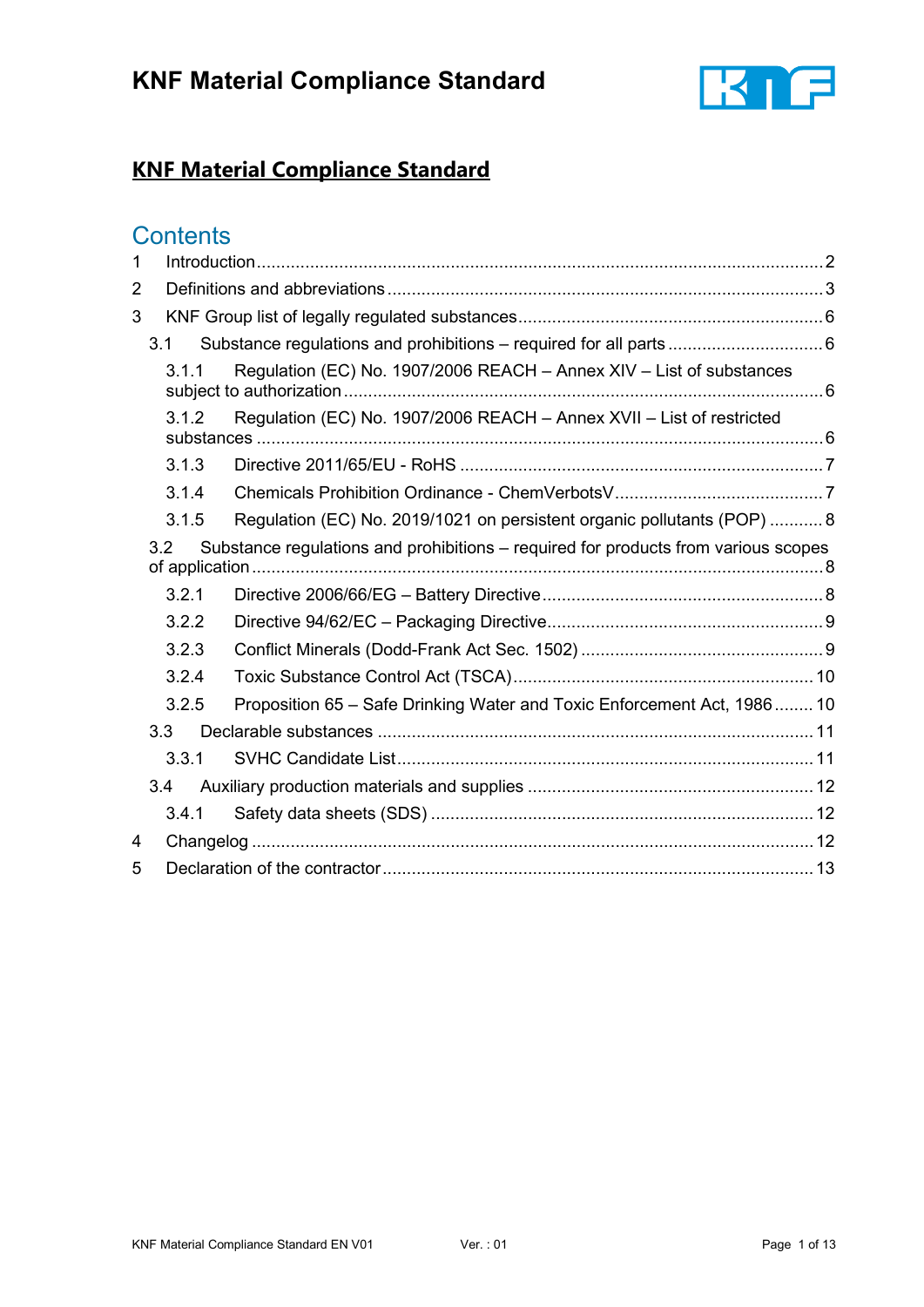# KNF Material Compliance Standard

## Contents

1 Introduction ... 2
2 Definitions and abbreviations ... 3
3 KNF Group list of legally regulated substances ... 6
  3.1 Substance regulations and prohibitions – required for all parts ... 6
    3.1.1 Regulation (EC) No. 1907/2006 REACH – Annex XIV – List of substances subject to authorization ... 6
    3.1.2 Regulation (EC) No. 1907/2006 REACH – Annex XVII – List of restricted substances ... 6
    3.1.3 Directive 2011/65/EU - RoHS ... 7
    3.1.4 Chemicals Prohibition Ordinance - ChemVerbotsV ... 7
    3.1.5 Regulation (EC) No. 2019/1021 on persistent organic pollutants (POP) ... 8
  3.2 Substance regulations and prohibitions – required for products from various scopes of application ... 8
    3.2.1 Directive 2006/66/EG – Battery Directive ... 8
    3.2.2 Directive 94/62/EC – Packaging Directive ... 9
    3.2.3 Conflict Minerals (Dodd-Frank Act Sec. 1502) ... 9
    3.2.4 Toxic Substance Control Act (TSCA) ... 10
    3.2.5 Proposition 65 – Safe Drinking Water and Toxic Enforcement Act, 1986 ... 10
  3.3 Declarable substances ... 11
    3.3.1 SVHC Candidate List ... 11
  3.4 Auxiliary production materials and supplies ... 12
    3.4.1 Safety data sheets (SDS) ... 12
4 Changelog ... 12
5 Declaration of the contractor ... 13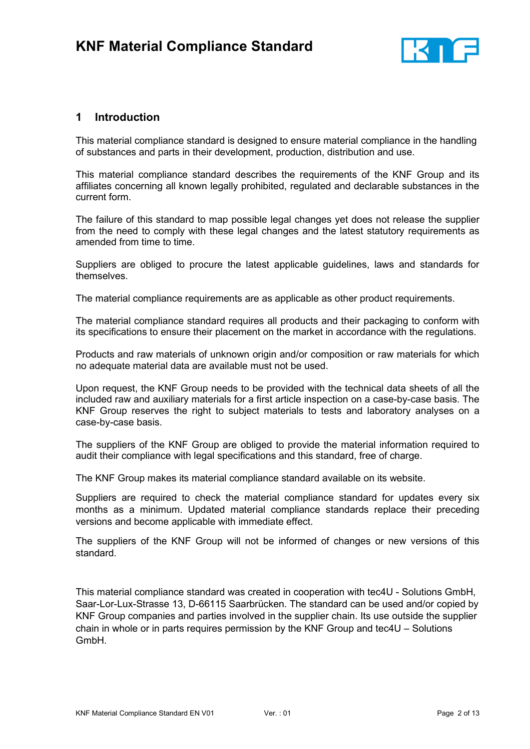## 1 Introduction

This material compliance standard is designed to ensure material compliance in the handling of substances and parts in their development, production, distribution and use.

This material compliance standard describes the requirements of the KNF Group and its affiliates concerning all known legally prohibited, regulated and declarable substances in the current form.

The failure of this standard to map possible legal changes yet does not release the supplier from the need to comply with these legal changes and the latest statutory requirements as amended from time to time.

Suppliers are obliged to procure the latest applicable guidelines, laws and standards for themselves.

The material compliance requirements are as applicable as other product requirements.

The material compliance standard requires all products and their packaging to conform with its specifications to ensure their placement on the market in accordance with the regulations.

Products and raw materials of unknown origin and/or composition or raw materials for which no adequate material data are available must not be used.

Upon request, the KNF Group needs to be provided with the technical data sheets of all the included raw and auxiliary materials for a first article inspection on a case-by-case basis. The KNF Group reserves the right to subject materials to tests and laboratory analyses on a case-by-case basis.

The suppliers of the KNF Group are obliged to provide the material information required to audit their compliance with legal specifications and this standard, free of charge.

The KNF Group makes its material compliance standard available on its website.

Suppliers are required to check the material compliance standard for updates every six months as a minimum. Updated material compliance standards replace their preceding versions and become applicable with immediate effect.

The suppliers of the KNF Group will not be informed of changes or new versions of this standard.

This material compliance standard was created in cooperation with tec4U - Solutions GmbH, Saar-Lor-Lux-Strasse 13, D-66115 Saarbrücken. The standard can be used and/or copied by KNF Group companies and parties involved in the supplier chain. Its use outside the supplier chain in whole or in parts requires permission by the KNF Group and tec4U – Solutions GmbH.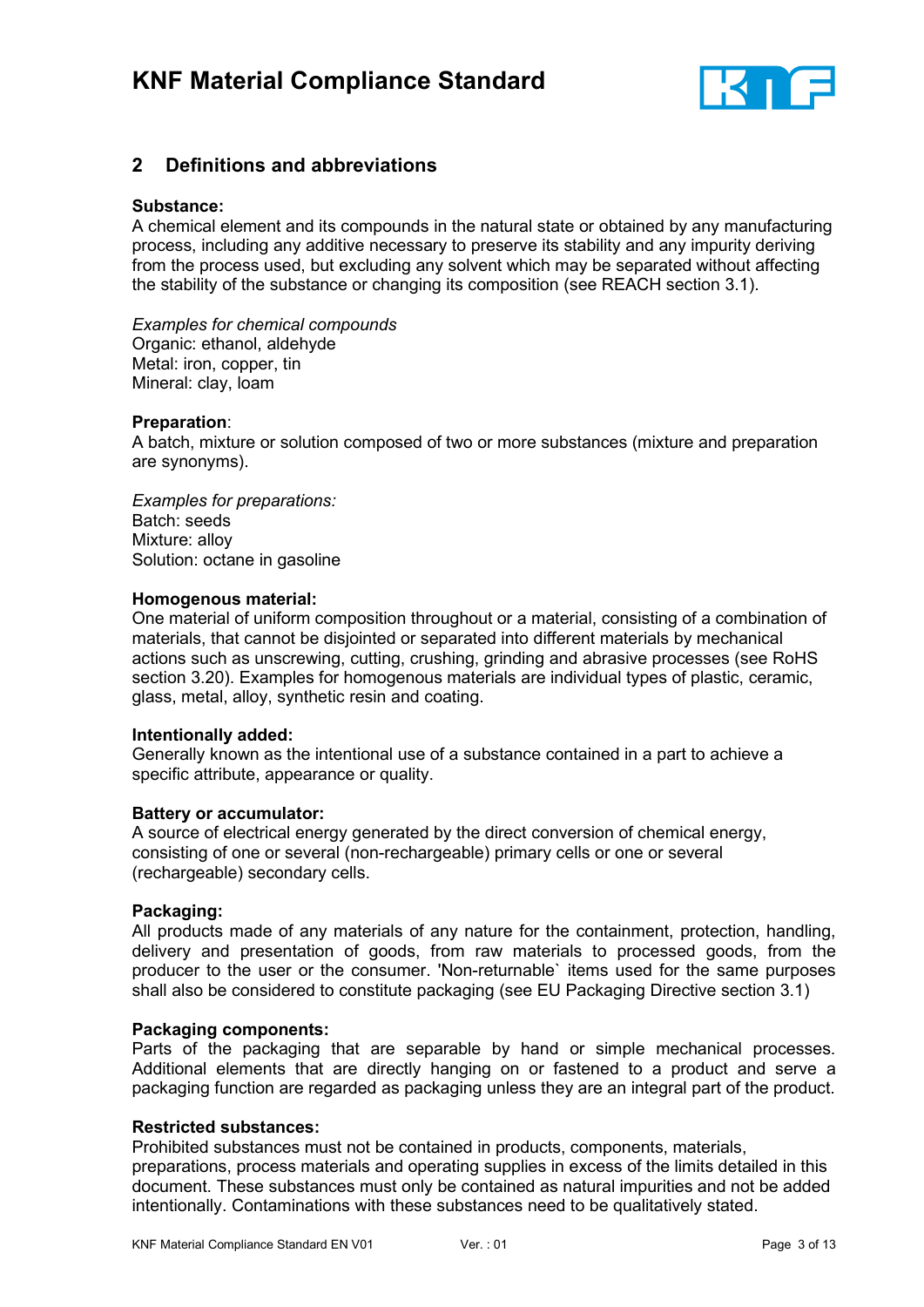## 2 Definitions and abbreviations

**Substance:**
A chemical element and its compounds in the natural state or obtained by any manufacturing process, including any additive necessary to preserve its stability and any impurity deriving from the process used, but excluding any solvent which may be separated without affecting the stability of the substance or changing its composition (see REACH section 3.1).

*Examples for chemical compounds*
Organic: ethanol, aldehyde
Metal: iron, copper, tin
Mineral: clay, loam

**Preparation**:
A batch, mixture or solution composed of two or more substances (mixture and preparation are synonyms).

*Examples for preparations:*
Batch: seeds
Mixture: alloy
Solution: octane in gasoline

**Homogenous material:**
One material of uniform composition throughout or a material, consisting of a combination of materials, that cannot be disjointed or separated into different materials by mechanical actions such as unscrewing, cutting, crushing, grinding and abrasive processes (see RoHS section 3.20). Examples for homogenous materials are individual types of plastic, ceramic, glass, metal, alloy, synthetic resin and coating.

**Intentionally added:**
Generally known as the intentional use of a substance contained in a part to achieve a specific attribute, appearance or quality.

**Battery or accumulator:**
A source of electrical energy generated by the direct conversion of chemical energy, consisting of one or several (non-rechargeable) primary cells or one or several (rechargeable) secondary cells.

**Packaging:**
All products made of any materials of any nature for the containment, protection, handling, delivery and presentation of goods, from raw materials to processed goods, from the producer to the user or the consumer. 'Non-returnable` items used for the same purposes shall also be considered to constitute packaging (see EU Packaging Directive section 3.1)

**Packaging components:**
Parts of the packaging that are separable by hand or simple mechanical processes. Additional elements that are directly hanging on or fastened to a product and serve a packaging function are regarded as packaging unless they are an integral part of the product.

**Restricted substances:**
Prohibited substances must not be contained in products, components, materials, preparations, process materials and operating supplies in excess of the limits detailed in this document. These substances must only be contained as natural impurities and not be added intentionally. Contaminations with these substances need to be qualitatively stated.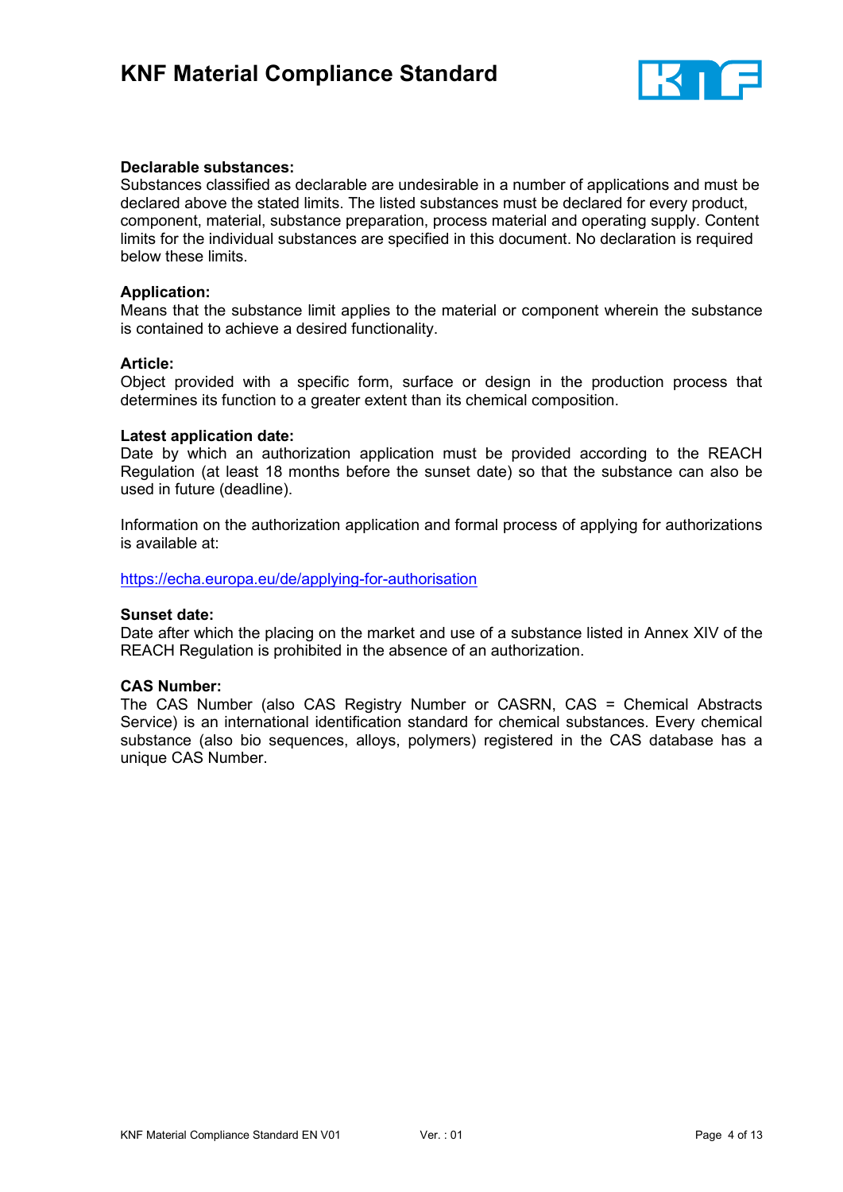**Declarable substances:**
Substances classified as declarable are undesirable in a number of applications and must be declared above the stated limits. The listed substances must be declared for every product, component, material, substance preparation, process material and operating supply. Content limits for the individual substances are specified in this document. No declaration is required below these limits.

**Application:**
Means that the substance limit applies to the material or component wherein the substance is contained to achieve a desired functionality.

**Article:**
Object provided with a specific form, surface or design in the production process that determines its function to a greater extent than its chemical composition.

**Latest application date:**
Date by which an authorization application must be provided according to the REACH Regulation (at least 18 months before the sunset date) so that the substance can also be used in future (deadline).

Information on the authorization application and formal process of applying for authorizations is available at:

https://echa.europa.eu/de/applying-for-authorisation

**Sunset date:**
Date after which the placing on the market and use of a substance listed in Annex XIV of the REACH Regulation is prohibited in the absence of an authorization.

**CAS Number:**
The CAS Number (also CAS Registry Number or CASRN, CAS = Chemical Abstracts Service) is an international identification standard for chemical substances. Every chemical substance (also bio sequences, alloys, polymers) registered in the CAS database has a unique CAS Number.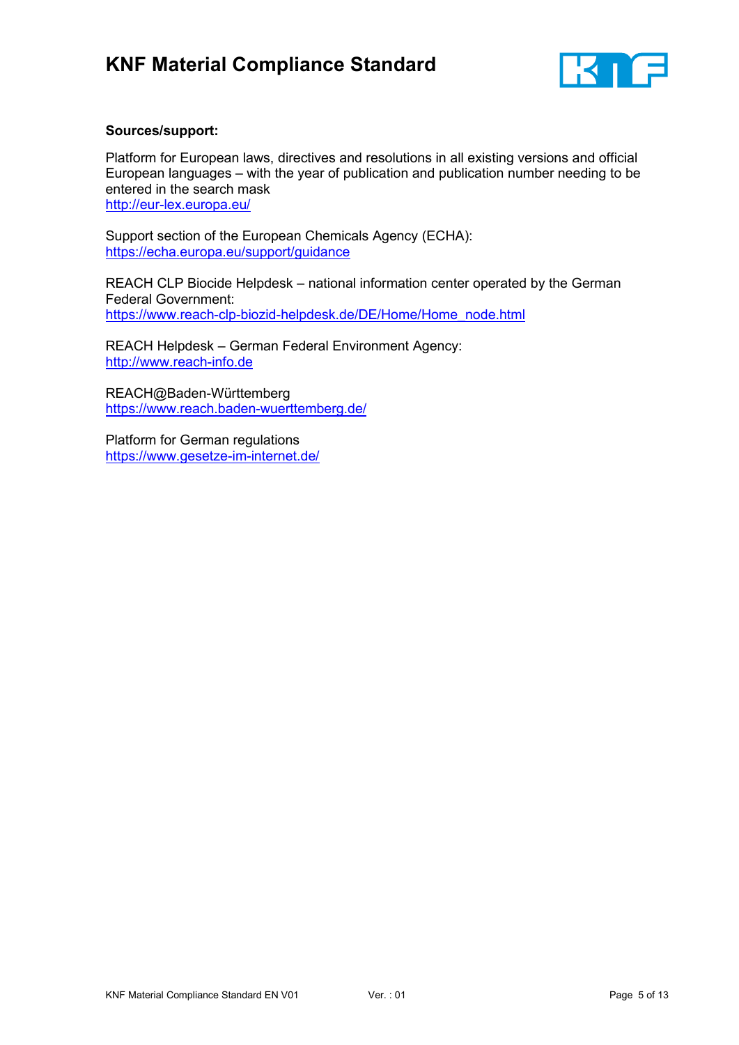**Sources/support:**

Platform for European laws, directives and resolutions in all existing versions and official European languages – with the year of publication and publication number needing to be entered in the search mask
http://eur-lex.europa.eu/

Support section of the European Chemicals Agency (ECHA):
https://echa.europa.eu/support/guidance

REACH CLP Biocide Helpdesk – national information center operated by the German Federal Government:
https://www.reach-clp-biozid-helpdesk.de/DE/Home/Home_node.html

REACH Helpdesk – German Federal Environment Agency:
http://www.reach-info.de

REACH@Baden-Württemberg
https://www.reach.baden-wuerttemberg.de/

Platform for German regulations
https://www.gesetze-im-internet.de/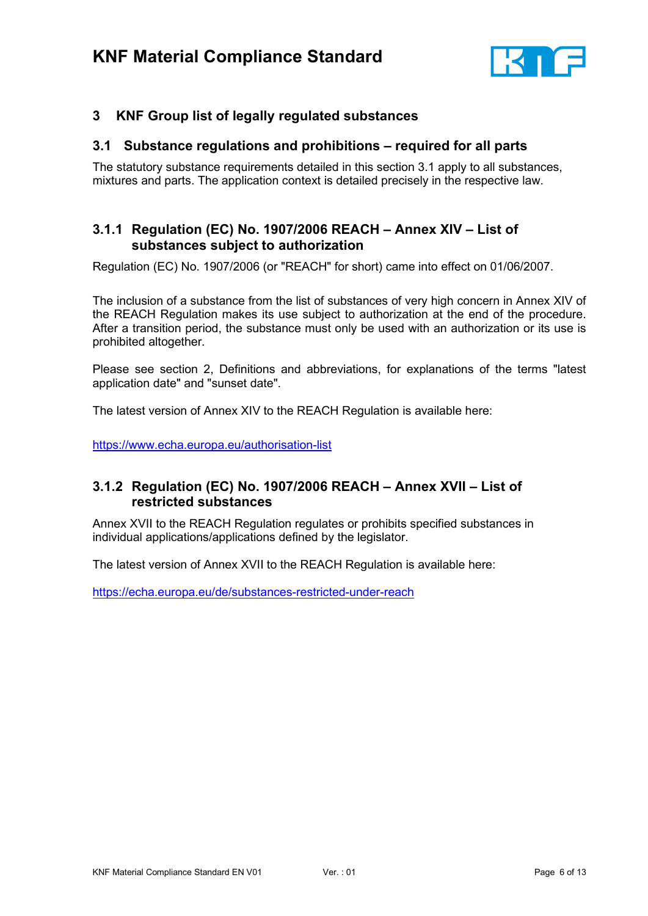# 3 KNF Group list of legally regulated substances

## 3.1 Substance regulations and prohibitions – required for all parts

The statutory substance requirements detailed in this section 3.1 apply to all substances, mixtures and parts. The application context is detailed precisely in the respective law.

### 3.1.1 Regulation (EC) No. 1907/2006 REACH – Annex XIV – List of substances subject to authorization

Regulation (EC) No. 1907/2006 (or "REACH" for short) came into effect on 01/06/2007.

The inclusion of a substance from the list of substances of very high concern in Annex XIV of the REACH Regulation makes its use subject to authorization at the end of the procedure. After a transition period, the substance must only be used with an authorization or its use is prohibited altogether.

Please see section 2, Definitions and abbreviations, for explanations of the terms "latest application date" and "sunset date".

The latest version of Annex XIV to the REACH Regulation is available here:

https://www.echa.europa.eu/authorisation-list

### 3.1.2 Regulation (EC) No. 1907/2006 REACH – Annex XVII – List of restricted substances

Annex XVII to the REACH Regulation regulates or prohibits specified substances in individual applications/applications defined by the legislator.

The latest version of Annex XVII to the REACH Regulation is available here:

https://echa.europa.eu/de/substances-restricted-under-reach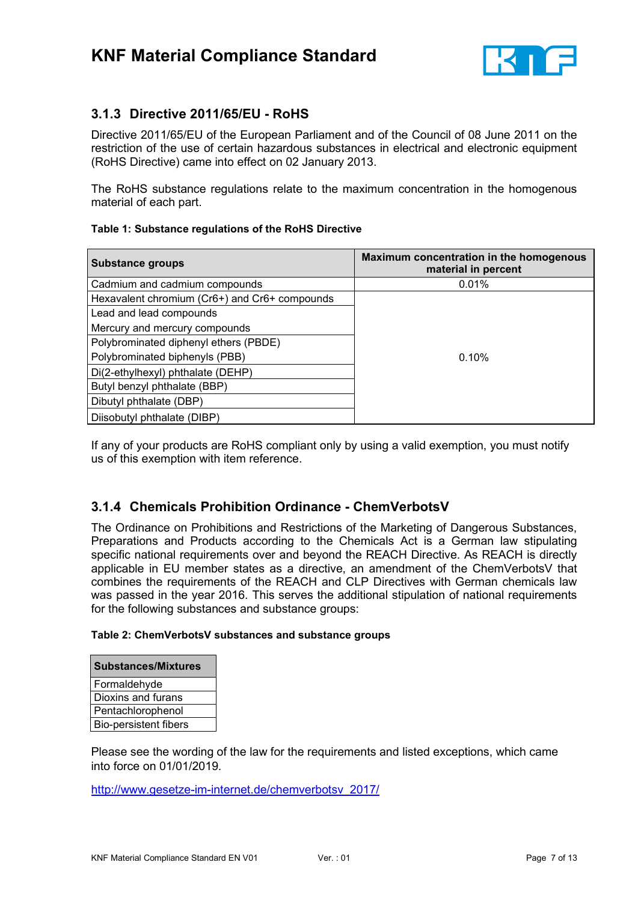### 3.1.3 Directive 2011/65/EU - RoHS

Directive 2011/65/EU of the European Parliament and of the Council of 08 June 2011 on the restriction of the use of certain hazardous substances in electrical and electronic equipment (RoHS Directive) came into effect on 02 January 2013.

The RoHS substance regulations relate to the maximum concentration in the homogenous material of each part.

**Table 1: Substance regulations of the RoHS Directive**

| Substance groups | Maximum concentration in the homogenous material in percent |
|---|---|
| Cadmium and cadmium compounds | 0.01% |
| Hexavalent chromium (Cr6+) and Cr6+ compounds | 0.10% |
| Lead and lead compounds<br>Mercury and mercury compounds | |
| Polybrominated diphenyl ethers (PBDE)<br>Polybrominated biphenyls (PBB) | |
| Di(2-ethylhexyl) phthalate (DEHP) | |
| Butyl benzyl phthalate (BBP) | |
| Dibutyl phthalate (DBP) | |
| Diisobutyl phthalate (DIBP) | |

If any of your products are RoHS compliant only by using a valid exemption, you must notify us of this exemption with item reference.

### 3.1.4 Chemicals Prohibition Ordinance - ChemVerbotsV

The Ordinance on Prohibitions and Restrictions of the Marketing of Dangerous Substances, Preparations and Products according to the Chemicals Act is a German law stipulating specific national requirements over and beyond the REACH Directive. As REACH is directly applicable in EU member states as a directive, an amendment of the ChemVerbotsV that combines the requirements of the REACH and CLP Directives with German chemicals law was passed in the year 2016. This serves the additional stipulation of national requirements for the following substances and substance groups:

**Table 2: ChemVerbotsV substances and substance groups**

| Substances/Mixtures |
|---|
| Formaldehyde |
| Dioxins and furans |
| Pentachlorophenol |
| Bio-persistent fibers |

Please see the wording of the law for the requirements and listed exceptions, which came into force on 01/01/2019.

http://www.gesetze-im-internet.de/chemverbotsv_2017/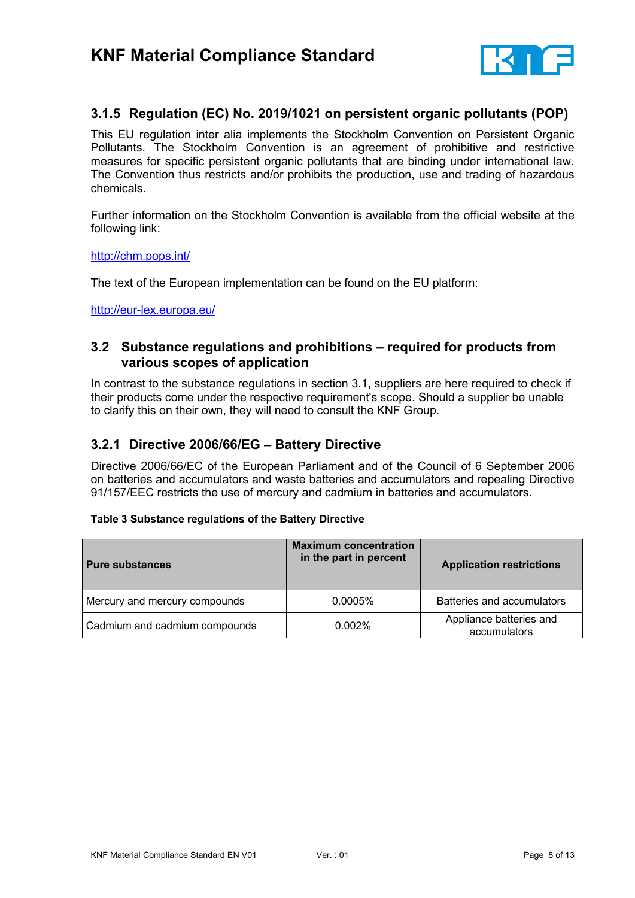### 3.1.5 Regulation (EC) No. 2019/1021 on persistent organic pollutants (POP)

This EU regulation inter alia implements the Stockholm Convention on Persistent Organic Pollutants. The Stockholm Convention is an agreement of prohibitive and restrictive measures for specific persistent organic pollutants that are binding under international law. The Convention thus restricts and/or prohibits the production, use and trading of hazardous chemicals.

Further information on the Stockholm Convention is available from the official website at the following link:

http://chm.pops.int/

The text of the European implementation can be found on the EU platform:

http://eur-lex.europa.eu/

## 3.2 Substance regulations and prohibitions – required for products from various scopes of application

In contrast to the substance regulations in section 3.1, suppliers are here required to check if their products come under the respective requirement's scope. Should a supplier be unable to clarify this on their own, they will need to consult the KNF Group.

### 3.2.1 Directive 2006/66/EG – Battery Directive

Directive 2006/66/EC of the European Parliament and of the Council of 6 September 2006 on batteries and accumulators and waste batteries and accumulators and repealing Directive 91/157/EEC restricts the use of mercury and cadmium in batteries and accumulators.

**Table 3 Substance regulations of the Battery Directive**

| Pure substances | Maximum concentration in the part in percent | Application restrictions |
|---|---|---|
| Mercury and mercury compounds | 0.0005% | Batteries and accumulators |
| Cadmium and cadmium compounds | 0.002% | Appliance batteries and accumulators |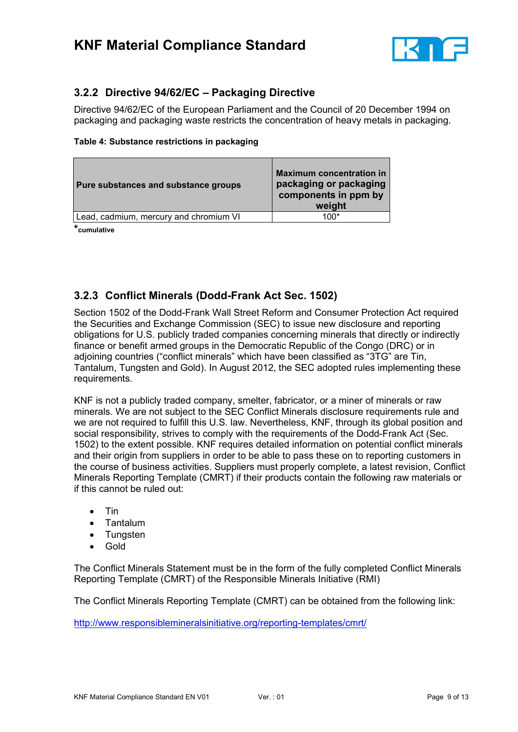### 3.2.2 Directive 94/62/EC – Packaging Directive

Directive 94/62/EC of the European Parliament and the Council of 20 December 1994 on packaging and packaging waste restricts the concentration of heavy metals in packaging.

**Table 4: Substance restrictions in packaging**

| Pure substances and substance groups | Maximum concentration in packaging or packaging components in ppm by weight |
|---|---|
| Lead, cadmium, mercury and chromium VI | 100* |

***cumulative**

### 3.2.3 Conflict Minerals (Dodd-Frank Act Sec. 1502)

Section 1502 of the Dodd-Frank Wall Street Reform and Consumer Protection Act required the Securities and Exchange Commission (SEC) to issue new disclosure and reporting obligations for U.S. publicly traded companies concerning minerals that directly or indirectly finance or benefit armed groups in the Democratic Republic of the Congo (DRC) or in adjoining countries ("conflict minerals" which have been classified as "3TG" are Tin, Tantalum, Tungsten and Gold). In August 2012, the SEC adopted rules implementing these requirements.

KNF is not a publicly traded company, smelter, fabricator, or a miner of minerals or raw minerals. We are not subject to the SEC Conflict Minerals disclosure requirements rule and we are not required to fulfill this U.S. law. Nevertheless, KNF, through its global position and social responsibility, strives to comply with the requirements of the Dodd-Frank Act (Sec. 1502) to the extent possible. KNF requires detailed information on potential conflict minerals and their origin from suppliers in order to be able to pass these on to reporting customers in the course of business activities. Suppliers must properly complete, a latest revision, Conflict Minerals Reporting Template (CMRT) if their products contain the following raw materials or if this cannot be ruled out:

- Tin
- Tantalum
- Tungsten
- Gold

The Conflict Minerals Statement must be in the form of the fully completed Conflict Minerals Reporting Template (CMRT) of the Responsible Minerals Initiative (RMI)

The Conflict Minerals Reporting Template (CMRT) can be obtained from the following link:

http://www.responsiblemineralsinitiative.org/reporting-templates/cmrt/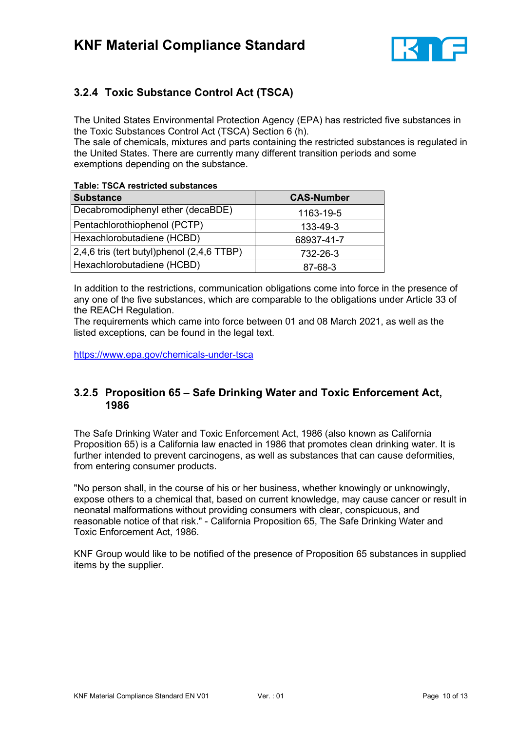### 3.2.4 Toxic Substance Control Act (TSCA)

The United States Environmental Protection Agency (EPA) has restricted five substances in the Toxic Substances Control Act (TSCA) Section 6 (h).
The sale of chemicals, mixtures and parts containing the restricted substances is regulated in the United States. There are currently many different transition periods and some exemptions depending on the substance.

**Table: TSCA restricted substances**

| Substance | CAS-Number |
|---|---|
| Decabromodiphenyl ether (decaBDE) | 1163-19-5 |
| Pentachlorothiophenol (PCTP) | 133-49-3 |
| Hexachlorobutadiene (HCBD) | 68937-41-7 |
| 2,4,6 tris (tert butyl)phenol (2,4,6 TTBP) | 732-26-3 |
| Hexachlorobutadiene (HCBD) | 87-68-3 |

In addition to the restrictions, communication obligations come into force in the presence of any one of the five substances, which are comparable to the obligations under Article 33 of the REACH Regulation.
The requirements which came into force between 01 and 08 March 2021, as well as the listed exceptions, can be found in the legal text.

https://www.epa.gov/chemicals-under-tsca

### 3.2.5 Proposition 65 – Safe Drinking Water and Toxic Enforcement Act, 1986

The Safe Drinking Water and Toxic Enforcement Act, 1986 (also known as California Proposition 65) is a California law enacted in 1986 that promotes clean drinking water. It is further intended to prevent carcinogens, as well as substances that can cause deformities, from entering consumer products.

"No person shall, in the course of his or her business, whether knowingly or unknowingly, expose others to a chemical that, based on current knowledge, may cause cancer or result in neonatal malformations without providing consumers with clear, conspicuous, and reasonable notice of that risk." - California Proposition 65, The Safe Drinking Water and Toxic Enforcement Act, 1986.

KNF Group would like to be notified of the presence of Proposition 65 substances in supplied items by the supplier.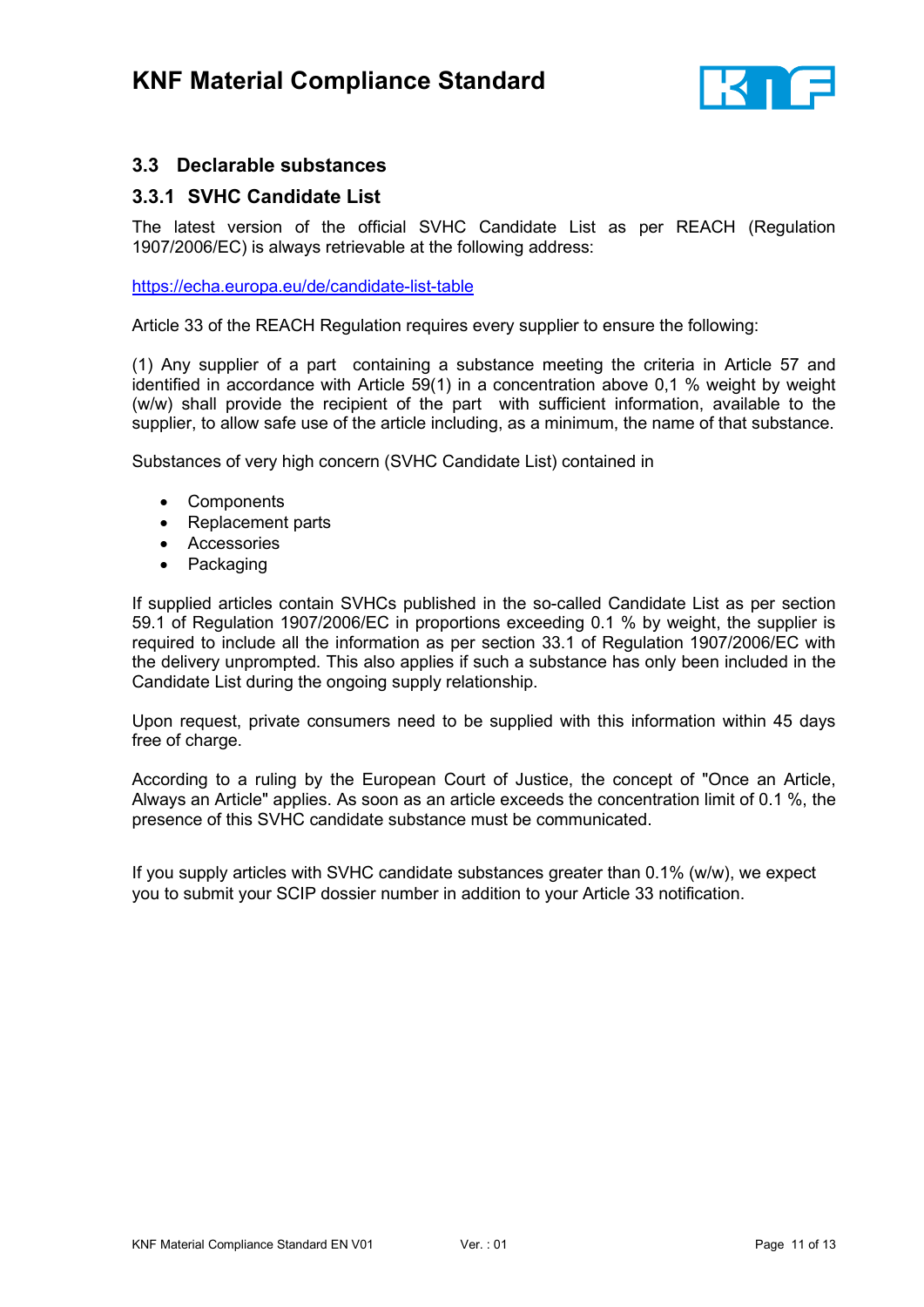## 3.3 Declarable substances

### 3.3.1 SVHC Candidate List

The latest version of the official SVHC Candidate List as per REACH (Regulation 1907/2006/EC) is always retrievable at the following address:

https://echa.europa.eu/de/candidate-list-table

Article 33 of the REACH Regulation requires every supplier to ensure the following:

(1) Any supplier of a part containing a substance meeting the criteria in Article 57 and identified in accordance with Article 59(1) in a concentration above 0,1 % weight by weight (w/w) shall provide the recipient of the part with sufficient information, available to the supplier, to allow safe use of the article including, as a minimum, the name of that substance.

Substances of very high concern (SVHC Candidate List) contained in

- Components
- Replacement parts
- Accessories
- Packaging

If supplied articles contain SVHCs published in the so-called Candidate List as per section 59.1 of Regulation 1907/2006/EC in proportions exceeding 0.1 % by weight, the supplier is required to include all the information as per section 33.1 of Regulation 1907/2006/EC with the delivery unprompted. This also applies if such a substance has only been included in the Candidate List during the ongoing supply relationship.

Upon request, private consumers need to be supplied with this information within 45 days free of charge.

According to a ruling by the European Court of Justice, the concept of "Once an Article, Always an Article" applies. As soon as an article exceeds the concentration limit of 0.1 %, the presence of this SVHC candidate substance must be communicated.

If you supply articles with SVHC candidate substances greater than 0.1% (w/w), we expect you to submit your SCIP dossier number in addition to your Article 33 notification.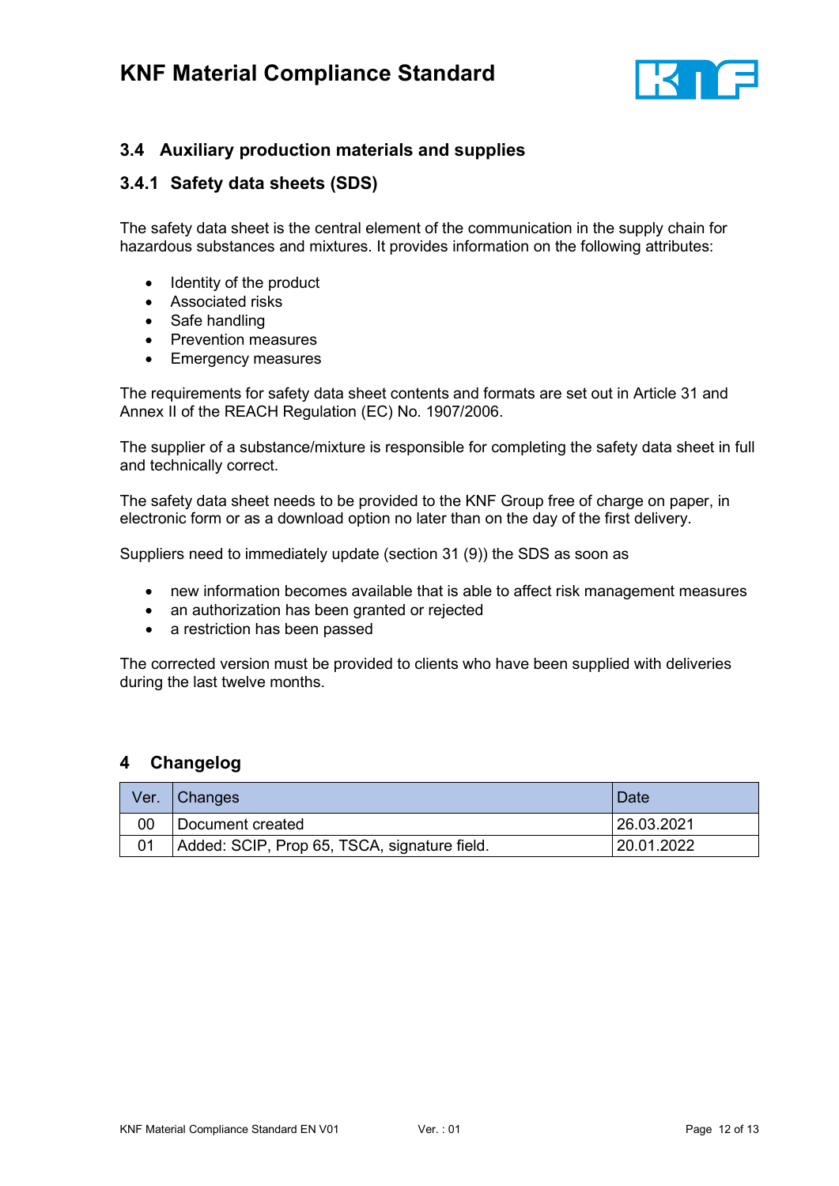## 3.4 Auxiliary production materials and supplies

### 3.4.1 Safety data sheets (SDS)

The safety data sheet is the central element of the communication in the supply chain for hazardous substances and mixtures. It provides information on the following attributes:

- Identity of the product
- Associated risks
- Safe handling
- Prevention measures
- Emergency measures

The requirements for safety data sheet contents and formats are set out in Article 31 and Annex II of the REACH Regulation (EC) No. 1907/2006.

The supplier of a substance/mixture is responsible for completing the safety data sheet in full and technically correct.

The safety data sheet needs to be provided to the KNF Group free of charge on paper, in electronic form or as a download option no later than on the day of the first delivery.

Suppliers need to immediately update (section 31 (9)) the SDS as soon as

- new information becomes available that is able to affect risk management measures
- an authorization has been granted or rejected
- a restriction has been passed

The corrected version must be provided to clients who have been supplied with deliveries during the last twelve months.

# 4 Changelog

| Ver. | Changes | Date |
|---|---|---|
| 00 | Document created | 26.03.2021 |
| 01 | Added: SCIP, Prop 65, TSCA, signature field. | 20.01.2022 |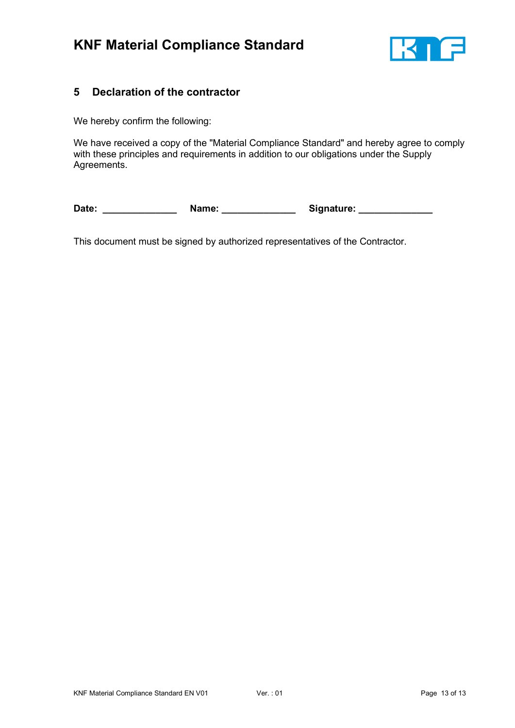## 5 Declaration of the contractor

We hereby confirm the following:

We have received a copy of the "Material Compliance Standard" and hereby agree to comply with these principles and requirements in addition to our obligations under the Supply Agreements.

**Date:** ______________ **Name:** ______________ **Signature:** ______________

This document must be signed by authorized representatives of the Contractor.